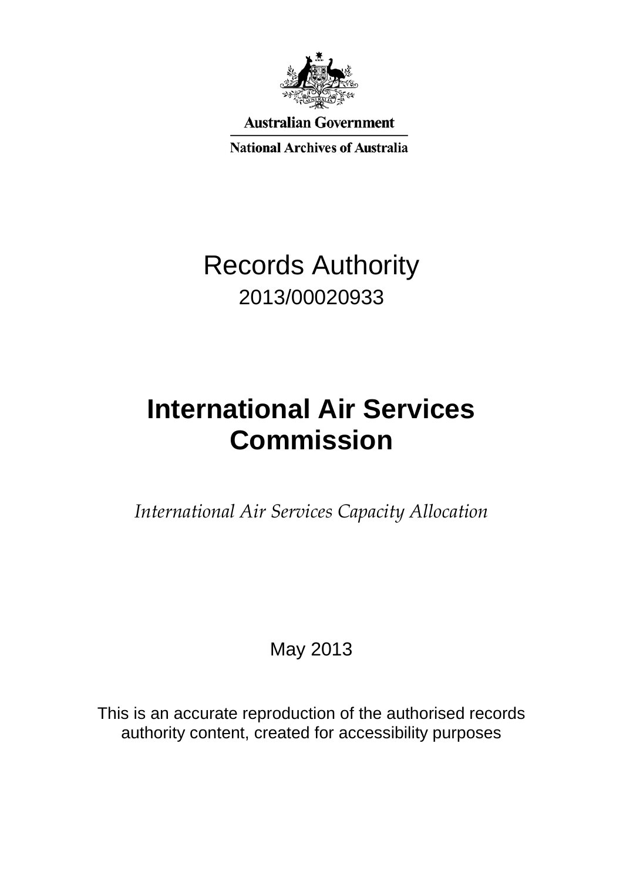Australian Government

National Archives of Australia

# Records Authority

2013/00020933

# International Air Services Commission

*International Air Services Capacity Allocation*

May 2013

This is an accurate reproduction of the authorised records authority content, created for accessibility purposes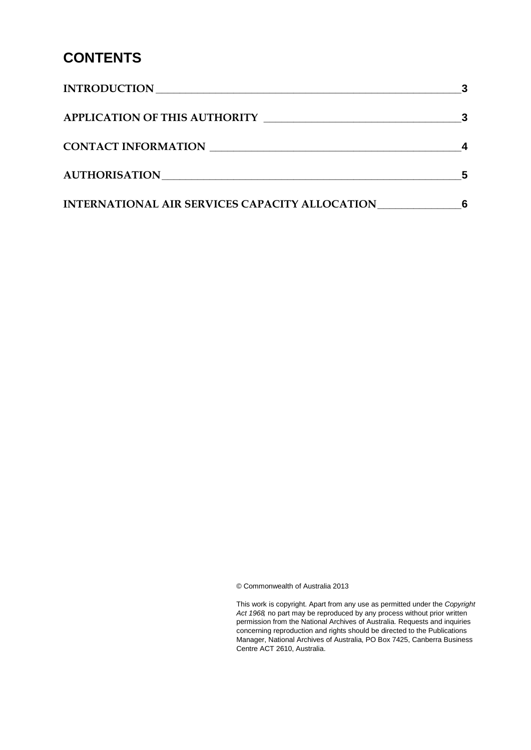# CONTENTS

| | |
|---|---|
| INTRODUCTION | 3 |
| APPLICATION OF THIS AUTHORITY | 3 |
| CONTACT INFORMATION | 4 |
| AUTHORISATION | 5 |
| INTERNATIONAL AIR SERVICES CAPACITY ALLOCATION | 6 |

© Commonwealth of Australia 2013

This work is copyright. Apart from any use as permitted under the *Copyright Act 1968*, no part may be reproduced by any process without prior written permission from the National Archives of Australia. Requests and inquiries concerning reproduction and rights should be directed to the Publications Manager, National Archives of Australia, PO Box 7425, Canberra Business Centre ACT 2610, Australia.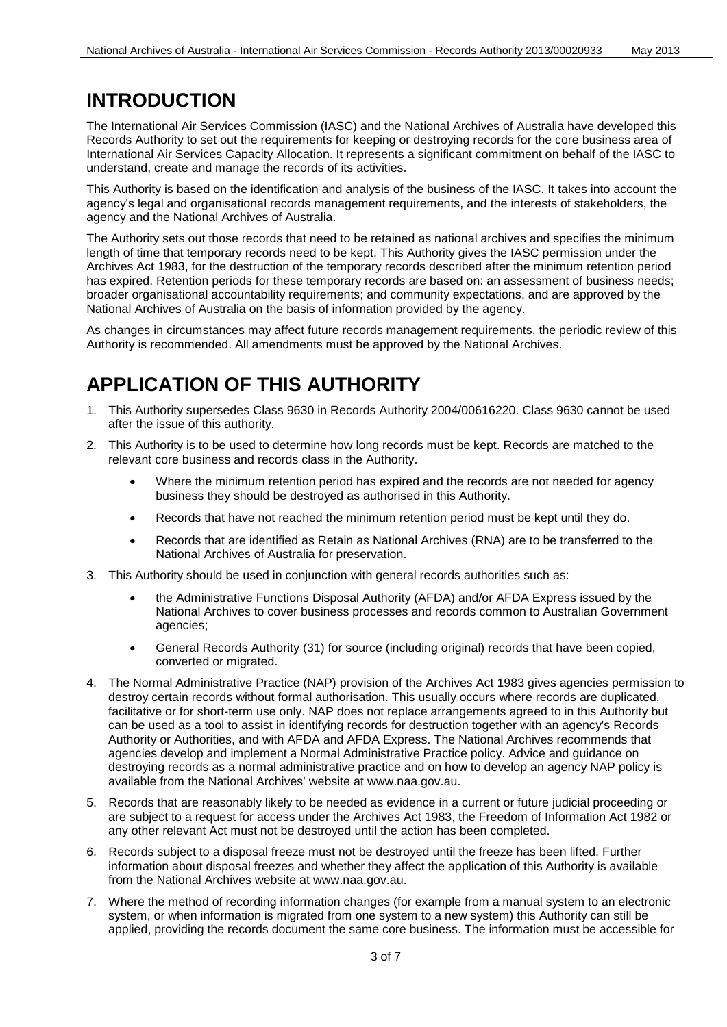# INTRODUCTION

The International Air Services Commission (IASC) and the National Archives of Australia have developed this Records Authority to set out the requirements for keeping or destroying records for the core business area of International Air Services Capacity Allocation. It represents a significant commitment on behalf of the IASC to understand, create and manage the records of its activities.

This Authority is based on the identification and analysis of the business of the IASC. It takes into account the agency's legal and organisational records management requirements, and the interests of stakeholders, the agency and the National Archives of Australia.

The Authority sets out those records that need to be retained as national archives and specifies the minimum length of time that temporary records need to be kept. This Authority gives the IASC permission under the Archives Act 1983, for the destruction of the temporary records described after the minimum retention period has expired. Retention periods for these temporary records are based on: an assessment of business needs; broader organisational accountability requirements; and community expectations, and are approved by the National Archives of Australia on the basis of information provided by the agency.

As changes in circumstances may affect future records management requirements, the periodic review of this Authority is recommended. All amendments must be approved by the National Archives.

# APPLICATION OF THIS AUTHORITY

1. This Authority supersedes Class 9630 in Records Authority 2004/00616220. Class 9630 cannot be used after the issue of this authority.
2. This Authority is to be used to determine how long records must be kept. Records are matched to the relevant core business and records class in the Authority.
   - Where the minimum retention period has expired and the records are not needed for agency business they should be destroyed as authorised in this Authority.
   - Records that have not reached the minimum retention period must be kept until they do.
   - Records that are identified as Retain as National Archives (RNA) are to be transferred to the National Archives of Australia for preservation.
3. This Authority should be used in conjunction with general records authorities such as:
   - the Administrative Functions Disposal Authority (AFDA) and/or AFDA Express issued by the National Archives to cover business processes and records common to Australian Government agencies;
   - General Records Authority (31) for source (including original) records that have been copied, converted or migrated.
4. The Normal Administrative Practice (NAP) provision of the Archives Act 1983 gives agencies permission to destroy certain records without formal authorisation. This usually occurs where records are duplicated, facilitative or for short-term use only. NAP does not replace arrangements agreed to in this Authority but can be used as a tool to assist in identifying records for destruction together with an agency's Records Authority or Authorities, and with AFDA and AFDA Express. The National Archives recommends that agencies develop and implement a Normal Administrative Practice policy. Advice and guidance on destroying records as a normal administrative practice and on how to develop an agency NAP policy is available from the National Archives' website at www.naa.gov.au.
5. Records that are reasonably likely to be needed as evidence in a current or future judicial proceeding or are subject to a request for access under the Archives Act 1983, the Freedom of Information Act 1982 or any other relevant Act must not be destroyed until the action has been completed.
6. Records subject to a disposal freeze must not be destroyed until the freeze has been lifted. Further information about disposal freezes and whether they affect the application of this Authority is available from the National Archives website at www.naa.gov.au.
7. Where the method of recording information changes (for example from a manual system to an electronic system, or when information is migrated from one system to a new system) this Authority can still be applied, providing the records document the same core business. The information must be accessible for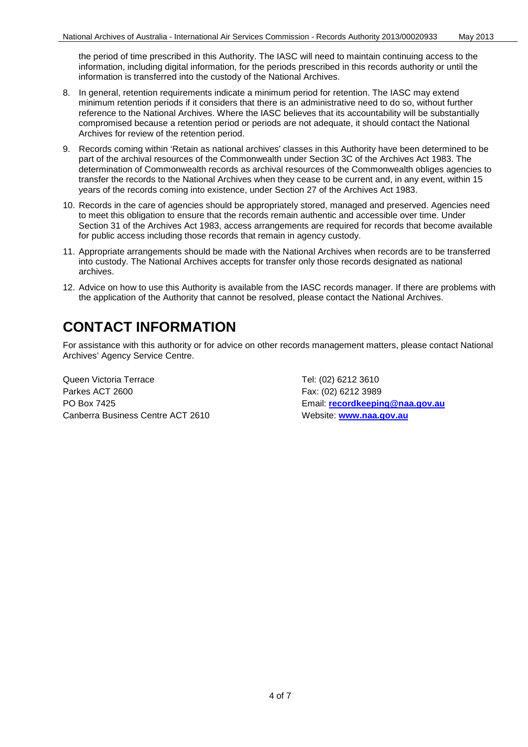the period of time prescribed in this Authority. The IASC will need to maintain continuing access to the information, including digital information, for the periods prescribed in this records authority or until the information is transferred into the custody of the National Archives.

8. In general, retention requirements indicate a minimum period for retention. The IASC may extend minimum retention periods if it considers that there is an administrative need to do so, without further reference to the National Archives. Where the IASC believes that its accountability will be substantially compromised because a retention period or periods are not adequate, it should contact the National Archives for review of the retention period.
9. Records coming within 'Retain as national archives' classes in this Authority have been determined to be part of the archival resources of the Commonwealth under Section 3C of the Archives Act 1983. The determination of Commonwealth records as archival resources of the Commonwealth obliges agencies to transfer the records to the National Archives when they cease to be current and, in any event, within 15 years of the records coming into existence, under Section 27 of the Archives Act 1983.
10. Records in the care of agencies should be appropriately stored, managed and preserved. Agencies need to meet this obligation to ensure that the records remain authentic and accessible over time. Under Section 31 of the Archives Act 1983, access arrangements are required for records that become available for public access including those records that remain in agency custody.
11. Appropriate arrangements should be made with the National Archives when records are to be transferred into custody. The National Archives accepts for transfer only those records designated as national archives.
12. Advice on how to use this Authority is available from the IASC records manager. If there are problems with the application of the Authority that cannot be resolved, please contact the National Archives.

# CONTACT INFORMATION

For assistance with this authority or for advice on other records management matters, please contact National Archives' Agency Service Centre.

Queen Victoria Terrace
Parkes ACT 2600
PO Box 7425
Canberra Business Centre ACT 2610

Tel: (02) 6212 3610
Fax: (02) 6212 3989
Email: **recordkeeping@naa.gov.au**
Website: **www.naa.gov.au**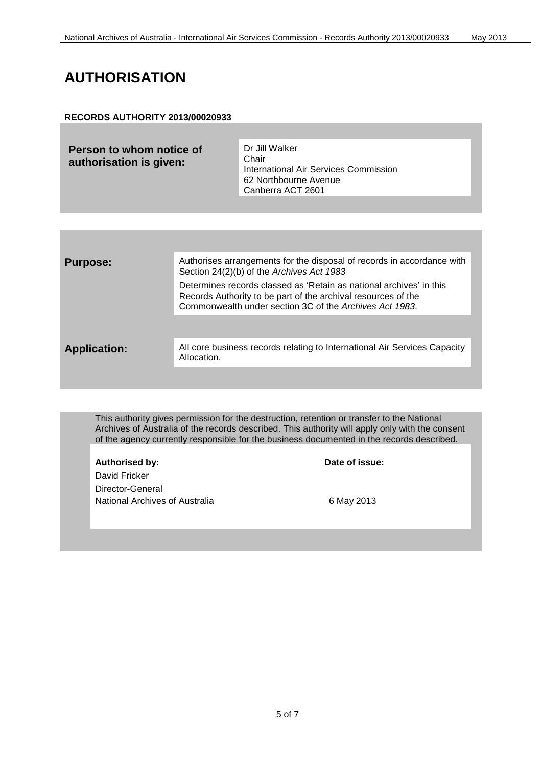# AUTHORISATION

**RECORDS AUTHORITY 2013/00020933**

| **Person to whom notice of authorisation is given:** | Dr Jill Walker<br>Chair<br>International Air Services Commission<br>62 Northbourne Avenue<br>Canberra ACT 2601 |
|---|---|

| | |
|---|---|
| **Purpose:** | Authorises arrangements for the disposal of records in accordance with Section 24(2)(b) of the *Archives Act 1983*<br><br>Determines records classed as 'Retain as national archives' in this Records Authority to be part of the archival resources of the Commonwealth under section 3C of the *Archives Act 1983*. |
| **Application:** | All core business records relating to International Air Services Capacity Allocation. |

This authority gives permission for the destruction, retention or transfer to the National Archives of Australia of the records described. This authority will apply only with the consent of the agency currently responsible for the business documented in the records described.

| **Authorised by:** | **Date of issue:** |
|---|---|
| David Fricker<br>Director-General<br>National Archives of Australia | 6 May 2013 |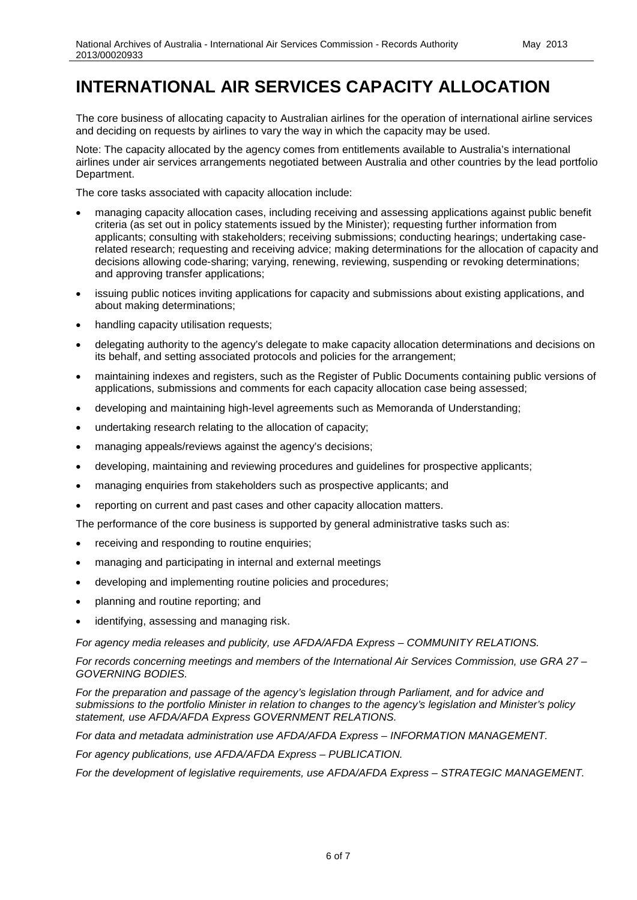# INTERNATIONAL AIR SERVICES CAPACITY ALLOCATION

The core business of allocating capacity to Australian airlines for the operation of international airline services and deciding on requests by airlines to vary the way in which the capacity may be used.

Note: The capacity allocated by the agency comes from entitlements available to Australia's international airlines under air services arrangements negotiated between Australia and other countries by the lead portfolio Department.

The core tasks associated with capacity allocation include:

- managing capacity allocation cases, including receiving and assessing applications against public benefit criteria (as set out in policy statements issued by the Minister); requesting further information from applicants; consulting with stakeholders; receiving submissions; conducting hearings; undertaking case-related research; requesting and receiving advice; making determinations for the allocation of capacity and decisions allowing code-sharing; varying, renewing, reviewing, suspending or revoking determinations; and approving transfer applications;
- issuing public notices inviting applications for capacity and submissions about existing applications, and about making determinations;
- handling capacity utilisation requests;
- delegating authority to the agency's delegate to make capacity allocation determinations and decisions on its behalf, and setting associated protocols and policies for the arrangement;
- maintaining indexes and registers, such as the Register of Public Documents containing public versions of applications, submissions and comments for each capacity allocation case being assessed;
- developing and maintaining high-level agreements such as Memoranda of Understanding;
- undertaking research relating to the allocation of capacity;
- managing appeals/reviews against the agency's decisions;
- developing, maintaining and reviewing procedures and guidelines for prospective applicants;
- managing enquiries from stakeholders such as prospective applicants; and
- reporting on current and past cases and other capacity allocation matters.

The performance of the core business is supported by general administrative tasks such as:

- receiving and responding to routine enquiries;
- managing and participating in internal and external meetings
- developing and implementing routine policies and procedures;
- planning and routine reporting; and
- identifying, assessing and managing risk.

*For agency media releases and publicity, use AFDA/AFDA Express – COMMUNITY RELATIONS.*

*For records concerning meetings and members of the International Air Services Commission, use GRA 27 – GOVERNING BODIES.*

*For the preparation and passage of the agency's legislation through Parliament, and for advice and submissions to the portfolio Minister in relation to changes to the agency's legislation and Minister's policy statement, use AFDA/AFDA Express GOVERNMENT RELATIONS.*

*For data and metadata administration use AFDA/AFDA Express – INFORMATION MANAGEMENT.*

*For agency publications, use AFDA/AFDA Express – PUBLICATION.*

*For the development of legislative requirements, use AFDA/AFDA Express – STRATEGIC MANAGEMENT.*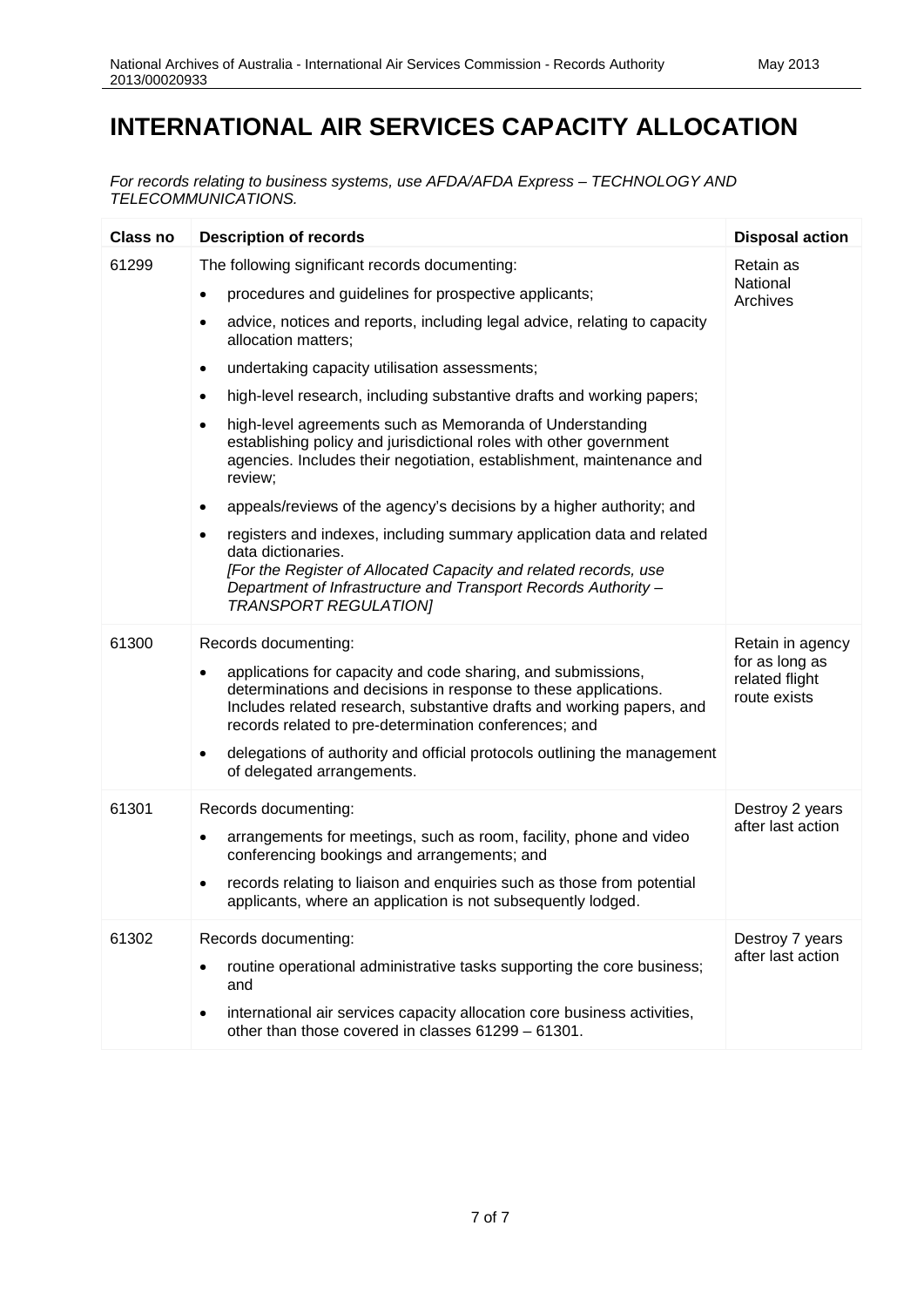# INTERNATIONAL AIR SERVICES CAPACITY ALLOCATION

*For records relating to business systems, use AFDA/AFDA Express – TECHNOLOGY AND TELECOMMUNICATIONS.*

| Class no | Description of records | Disposal action |
|---|---|---|
| 61299 | The following significant records documenting:<br>• procedures and guidelines for prospective applicants;<br>• advice, notices and reports, including legal advice, relating to capacity allocation matters;<br>• undertaking capacity utilisation assessments;<br>• high-level research, including substantive drafts and working papers;<br>• high-level agreements such as Memoranda of Understanding establishing policy and jurisdictional roles with other government agencies. Includes their negotiation, establishment, maintenance and review;<br>• appeals/reviews of the agency's decisions by a higher authority; and<br>• registers and indexes, including summary application data and related data dictionaries.<br>*[For the Register of Allocated Capacity and related records, use Department of Infrastructure and Transport Records Authority – TRANSPORT REGULATION]* | Retain as National Archives |
| 61300 | Records documenting:<br>• applications for capacity and code sharing, and submissions, determinations and decisions in response to these applications. Includes related research, substantive drafts and working papers, and records related to pre-determination conferences; and<br>• delegations of authority and official protocols outlining the management of delegated arrangements. | Retain in agency for as long as related flight route exists |
| 61301 | Records documenting:<br>• arrangements for meetings, such as room, facility, phone and video conferencing bookings and arrangements; and<br>• records relating to liaison and enquiries such as those from potential applicants, where an application is not subsequently lodged. | Destroy 2 years after last action |
| 61302 | Records documenting:<br>• routine operational administrative tasks supporting the core business; and<br>• international air services capacity allocation core business activities, other than those covered in classes 61299 – 61301. | Destroy 7 years after last action |